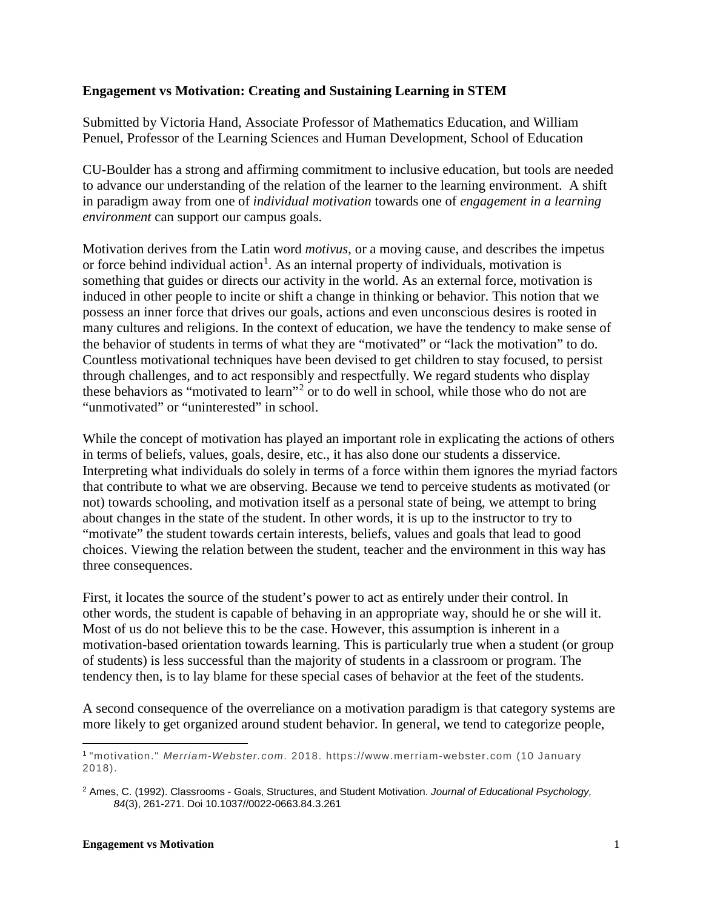**Engagement vs Motivation: Creating and Sustaining Learning in STEM**

Submitted by Victoria Hand, Associate Professor of Mathematics Education, and William Penuel, Professor of the Learning Sciences and Human Development, School of Education

CU-Boulder has a strong and affirming commitment to inclusive education, but tools are needed to advance our understanding of the relation of the learner to the learning environment. A shift in paradigm away from one of *individual motivation* towards one of *engagement in a learning environment* can support our campus goals.

Motivation derives from the Latin word *motivus*, or a moving cause, and describes the impetus or force behind individual action[1]. As an internal property of individuals, motivation is something that guides or directs our activity in the world. As an external force, motivation is induced in other people to incite or shift a change in thinking or behavior. This notion that we possess an inner force that drives our goals, actions and even unconscious desires is rooted in many cultures and religions. In the context of education, we have the tendency to make sense of the behavior of students in terms of what they are "motivated" or "lack the motivation" to do. Countless motivational techniques have been devised to get children to stay focused, to persist through challenges, and to act responsibly and respectfully. We regard students who display these behaviors as "motivated to learn"[2] or to do well in school, while those who do not are "unmotivated" or "uninterested" in school.

While the concept of motivation has played an important role in explicating the actions of others in terms of beliefs, values, goals, desire, etc., it has also done our students a disservice. Interpreting what individuals do solely in terms of a force within them ignores the myriad factors that contribute to what we are observing. Because we tend to perceive students as motivated (or not) towards schooling, and motivation itself as a personal state of being, we attempt to bring about changes in the state of the student. In other words, it is up to the instructor to try to "motivate" the student towards certain interests, beliefs, values and goals that lead to good choices. Viewing the relation between the student, teacher and the environment in this way has three consequences.

First, it locates the source of the student's power to act as entirely under their control. In other words, the student is capable of behaving in an appropriate way, should he or she will it. Most of us do not believe this to be the case. However, this assumption is inherent in a motivation-based orientation towards learning. This is particularly true when a student (or group of students) is less successful than the majority of students in a classroom or program. The tendency then, is to lay blame for these special cases of behavior at the feet of the students.

A second consequence of the overreliance on a motivation paradigm is that category systems are more likely to get organized around student behavior. In general, we tend to categorize people,

---

[1] "motivation." *Merriam-Webster.com*. 2018. https://www.merriam-webster.com (10 January 2018).

[2] Ames, C. (1992). Classrooms - Goals, Structures, and Student Motivation. *Journal of Educational Psychology, 84*(3), 261-271. Doi 10.1037//0022-0663.84.3.261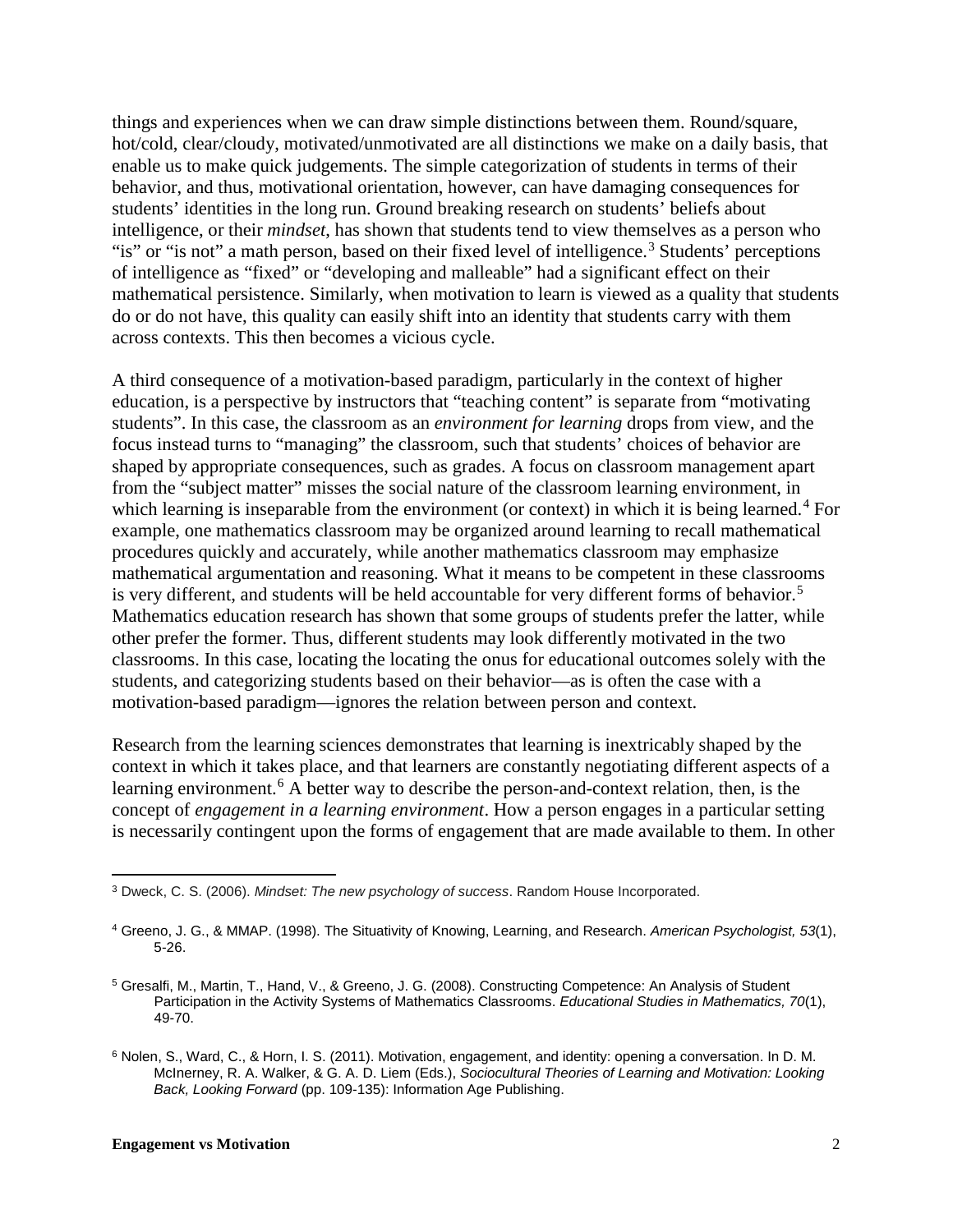things and experiences when we can draw simple distinctions between them. Round/square, hot/cold, clear/cloudy, motivated/unmotivated are all distinctions we make on a daily basis, that enable us to make quick judgements. The simple categorization of students in terms of their behavior, and thus, motivational orientation, however, can have damaging consequences for students' identities in the long run. Ground breaking research on students' beliefs about intelligence, or their *mindset*, has shown that students tend to view themselves as a person who "is" or "is not" a math person, based on their fixed level of intelligence.[3] Students' perceptions of intelligence as "fixed" or "developing and malleable" had a significant effect on their mathematical persistence. Similarly, when motivation to learn is viewed as a quality that students do or do not have, this quality can easily shift into an identity that students carry with them across contexts. This then becomes a vicious cycle.

A third consequence of a motivation-based paradigm, particularly in the context of higher education, is a perspective by instructors that "teaching content" is separate from "motivating students". In this case, the classroom as an *environment for learning* drops from view, and the focus instead turns to "managing" the classroom, such that students' choices of behavior are shaped by appropriate consequences, such as grades. A focus on classroom management apart from the "subject matter" misses the social nature of the classroom learning environment, in which learning is inseparable from the environment (or context) in which it is being learned.[4] For example, one mathematics classroom may be organized around learning to recall mathematical procedures quickly and accurately, while another mathematics classroom may emphasize mathematical argumentation and reasoning. What it means to be competent in these classrooms is very different, and students will be held accountable for very different forms of behavior.[5] Mathematics education research has shown that some groups of students prefer the latter, while other prefer the former. Thus, different students may look differently motivated in the two classrooms. In this case, locating the locating the onus for educational outcomes solely with the students, and categorizing students based on their behavior—as is often the case with a motivation-based paradigm—ignores the relation between person and context.

Research from the learning sciences demonstrates that learning is inextricably shaped by the context in which it takes place, and that learners are constantly negotiating different aspects of a learning environment.[6] A better way to describe the person-and-context relation, then, is the concept of *engagement in a learning environment*. How a person engages in a particular setting is necessarily contingent upon the forms of engagement that are made available to them. In other

---

[3] Dweck, C. S. (2006). *Mindset: The new psychology of success*. Random House Incorporated.

[4] Greeno, J. G., & MMAP. (1998). The Situativity of Knowing, Learning, and Research. *American Psychologist, 53*(1), 5-26.

[5] Gresalfi, M., Martin, T., Hand, V., & Greeno, J. G. (2008). Constructing Competence: An Analysis of Student Participation in the Activity Systems of Mathematics Classrooms. *Educational Studies in Mathematics, 70*(1), 49-70.

[6] Nolen, S., Ward, C., & Horn, I. S. (2011). Motivation, engagement, and identity: opening a conversation. In D. M. McInerney, R. A. Walker, & G. A. D. Liem (Eds.), *Sociocultural Theories of Learning and Motivation: Looking Back, Looking Forward* (pp. 109-135): Information Age Publishing.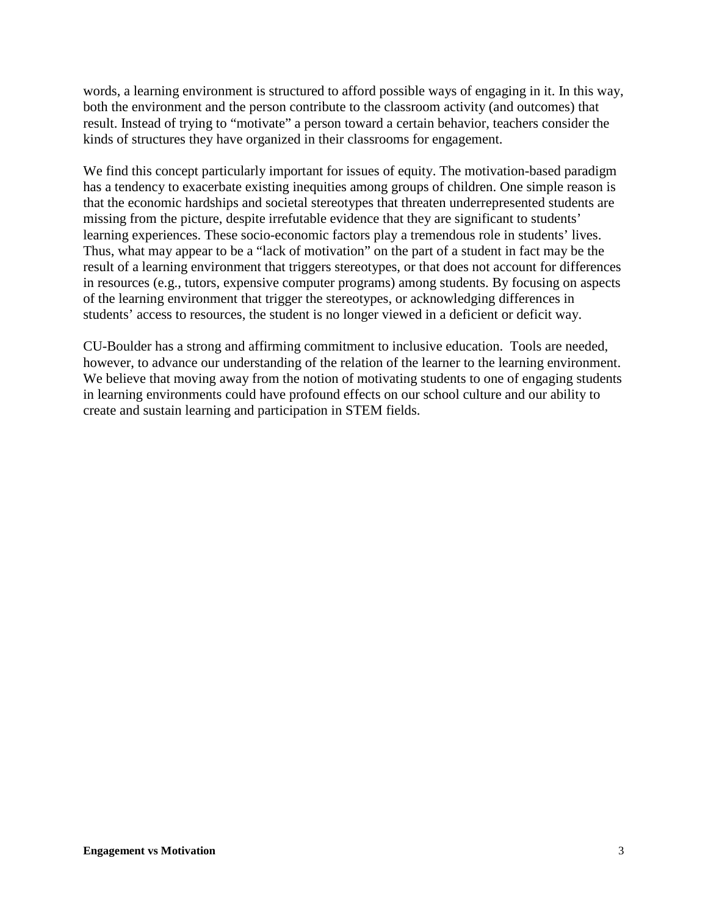words, a learning environment is structured to afford possible ways of engaging in it. In this way, both the environment and the person contribute to the classroom activity (and outcomes) that result. Instead of trying to "motivate" a person toward a certain behavior, teachers consider the kinds of structures they have organized in their classrooms for engagement.

We find this concept particularly important for issues of equity. The motivation-based paradigm has a tendency to exacerbate existing inequities among groups of children. One simple reason is that the economic hardships and societal stereotypes that threaten underrepresented students are missing from the picture, despite irrefutable evidence that they are significant to students' learning experiences. These socio-economic factors play a tremendous role in students' lives. Thus, what may appear to be a "lack of motivation" on the part of a student in fact may be the result of a learning environment that triggers stereotypes, or that does not account for differences in resources (e.g., tutors, expensive computer programs) among students. By focusing on aspects of the learning environment that trigger the stereotypes, or acknowledging differences in students' access to resources, the student is no longer viewed in a deficient or deficit way.

CU-Boulder has a strong and affirming commitment to inclusive education. Tools are needed, however, to advance our understanding of the relation of the learner to the learning environment. We believe that moving away from the notion of motivating students to one of engaging students in learning environments could have profound effects on our school culture and our ability to create and sustain learning and participation in STEM fields.